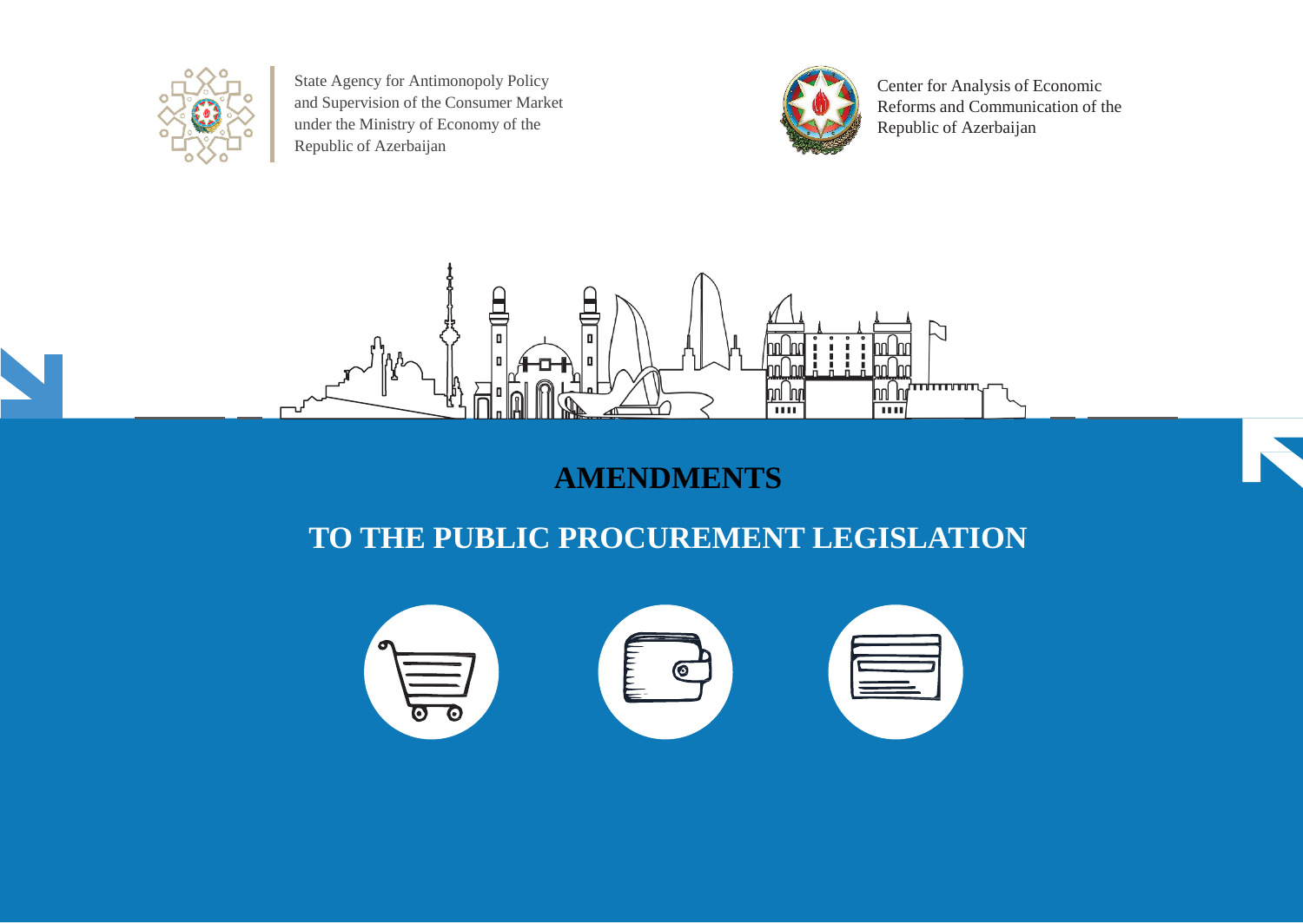State Agency for Antimonopoly Policy and Supervision of the Consumer Market under the Ministry of Economy of the Republic of Azerbaijan

Center for Analysis of Economic Reforms and Communication of the Republic of Azerbaijan

# AMENDMENTS

# TO THE PUBLIC PROCUREMENT LEGISLATION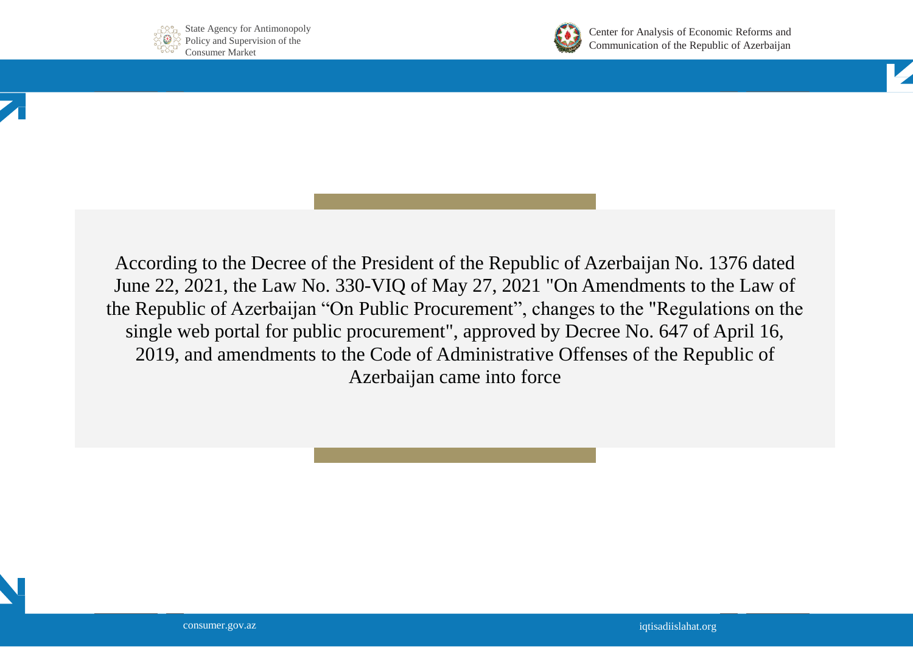According to the Decree of the President of the Republic of Azerbaijan No. 1376 dated June 22, 2021, the Law No. 330-VIQ of May 27, 2021 "On Amendments to the Law of the Republic of Azerbaijan “On Public Procurement”, changes to the "Regulations on the single web portal for public procurement", approved by Decree No. 647 of April 16, 2019, and amendments to the Code of Administrative Offenses of the Republic of Azerbaijan came into force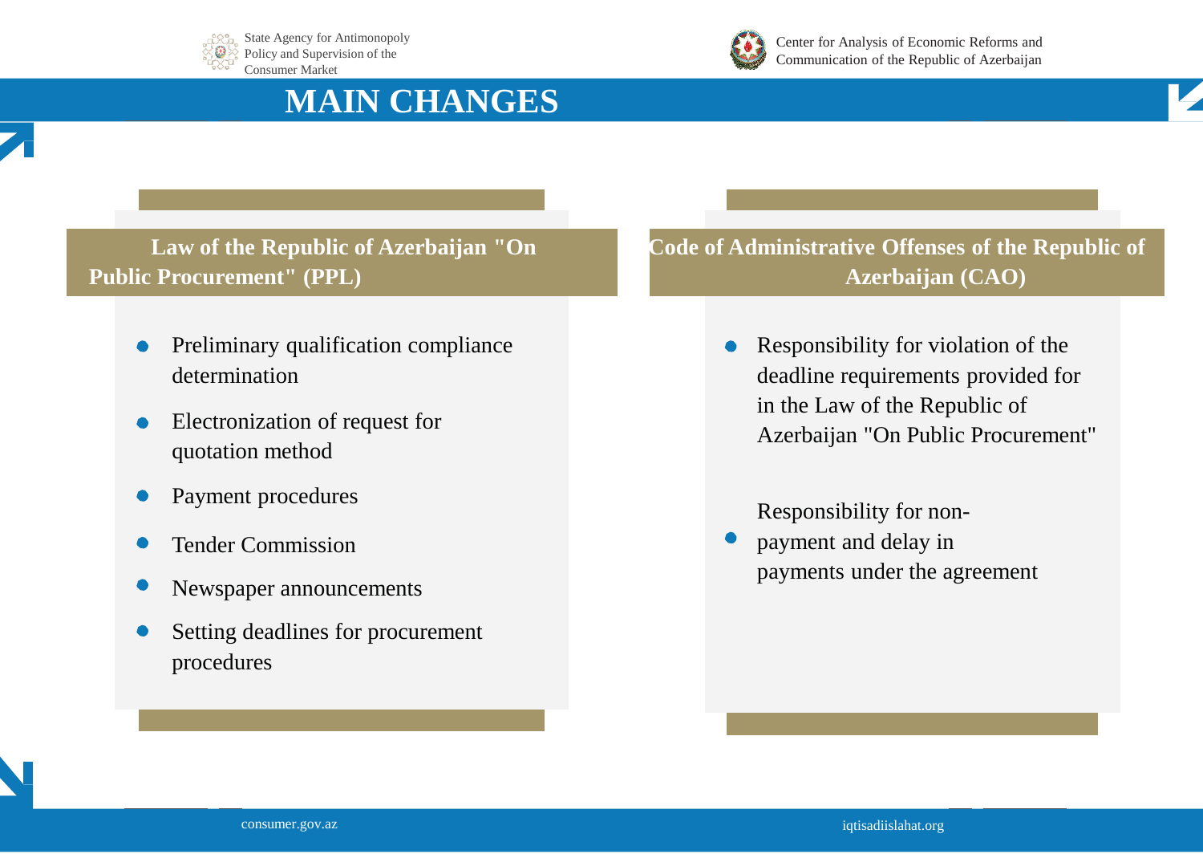# MAIN CHANGES

## Law of the Republic of Azerbaijan "On Public Procurement" (PPL)

- Preliminary qualification compliance determination
- Electronization of request for quotation method
- Payment procedures
- Tender Commission
- Newspaper announcements
- Setting deadlines for procurement procedures

## Code of Administrative Offenses of the Republic of Azerbaijan (CAO)

- Responsibility for violation of the deadline requirements provided for in the Law of the Republic of Azerbaijan "On Public Procurement"
- Responsibility for non-payment and delay in payments under the agreement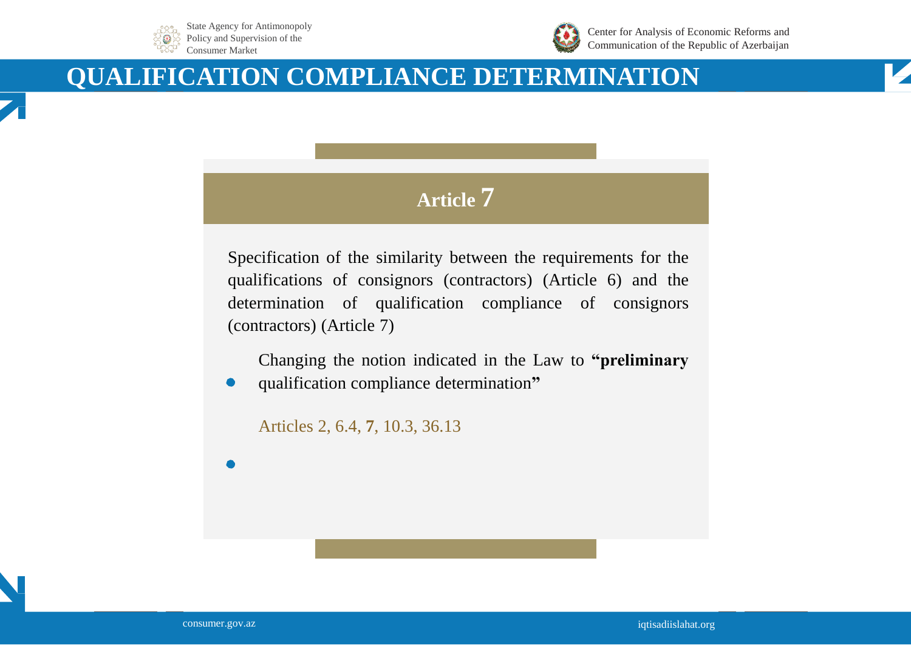# QUALIFICATION COMPLIANCE DETERMINATION

## Article 7

Specification of the similarity between the requirements for the qualifications of consignors (contractors) (Article 6) and the determination of qualification compliance of consignors (contractors) (Article 7)

- Changing the notion indicated in the Law to **"preliminary** qualification compliance determination**"**

  Articles 2, 6.4, **7**, 10.3, 36.13

-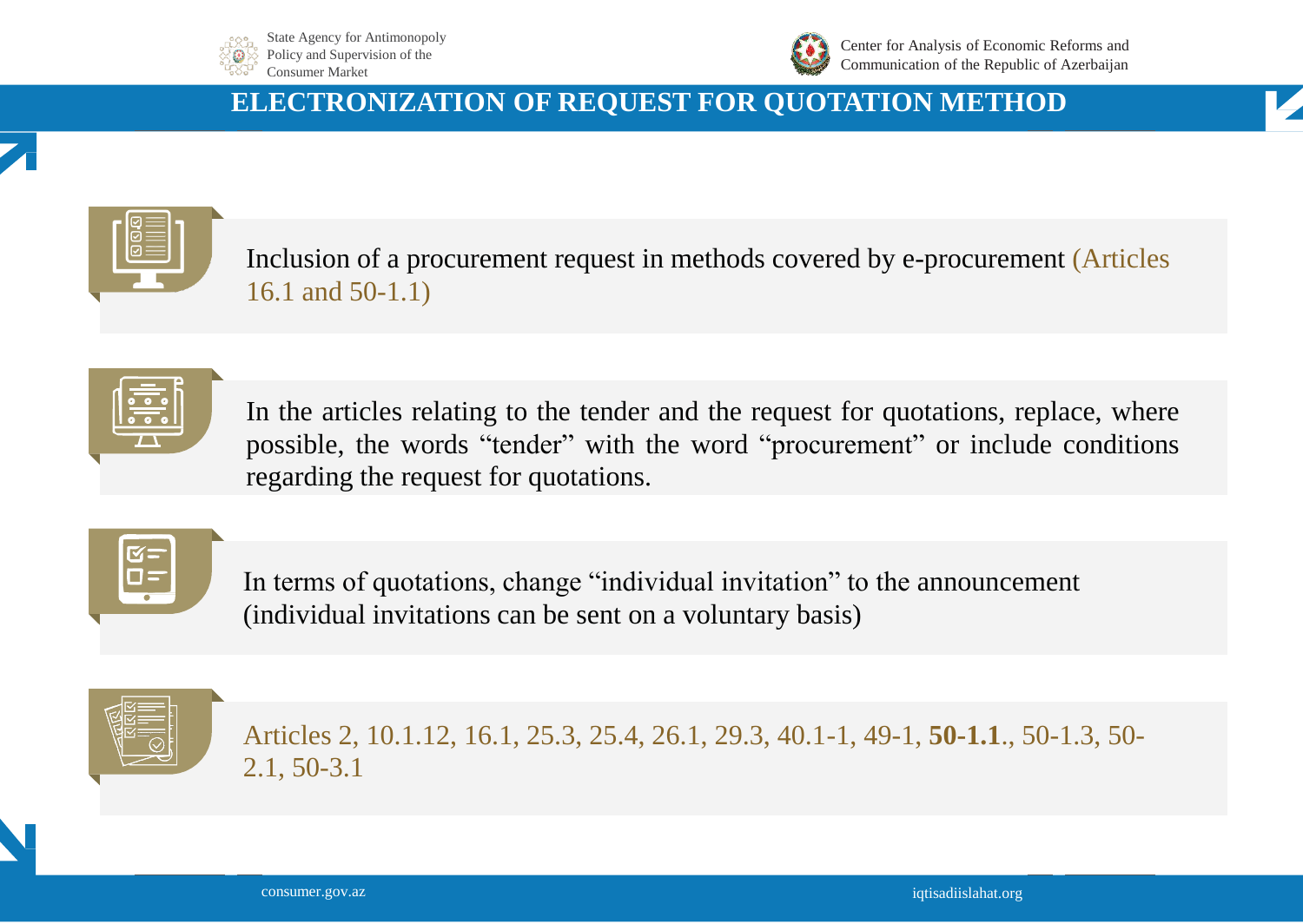# ELECTRONIZATION OF REQUEST FOR QUOTATION METHOD

- Inclusion of a procurement request in methods covered by e-procurement (Articles 16.1 and 50-1.1)

- In the articles relating to the tender and the request for quotations, replace, where possible, the words "tender" with the word "procurement" or include conditions regarding the request for quotations.

- In terms of quotations, change "individual invitation" to the announcement (individual invitations can be sent on a voluntary basis)

- Articles 2, 10.1.12, 16.1, 25.3, 25.4, 26.1, 29.3, 40.1-1, 49-1, **50-1.1**., 50-1.3, 50-2.1, 50-3.1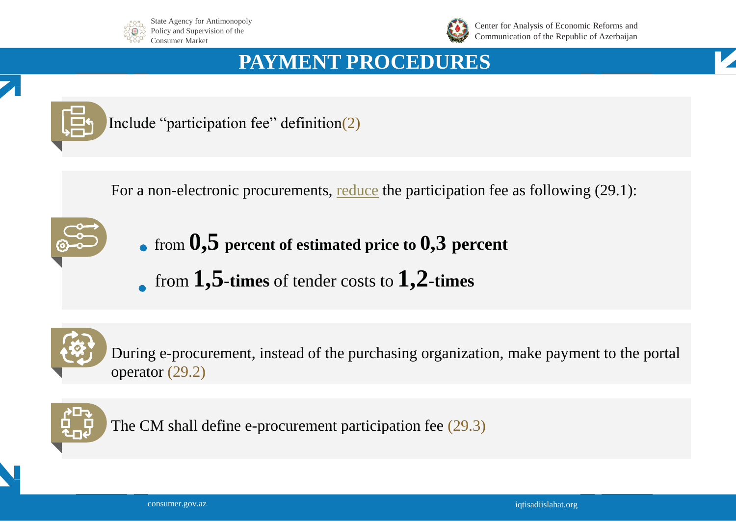# PAYMENT PROCEDURES

Include "participation fee" definition(2)

For a non-electronic procurements, reduce the participation fee as following (29.1):

- from **0,5 percent of estimated price to 0,3 percent**
- from **1,5-times** of tender costs to **1,2-times**

During e-procurement, instead of the purchasing organization, make payment to the portal operator (29.2)

The CM shall define e-procurement participation fee (29.3)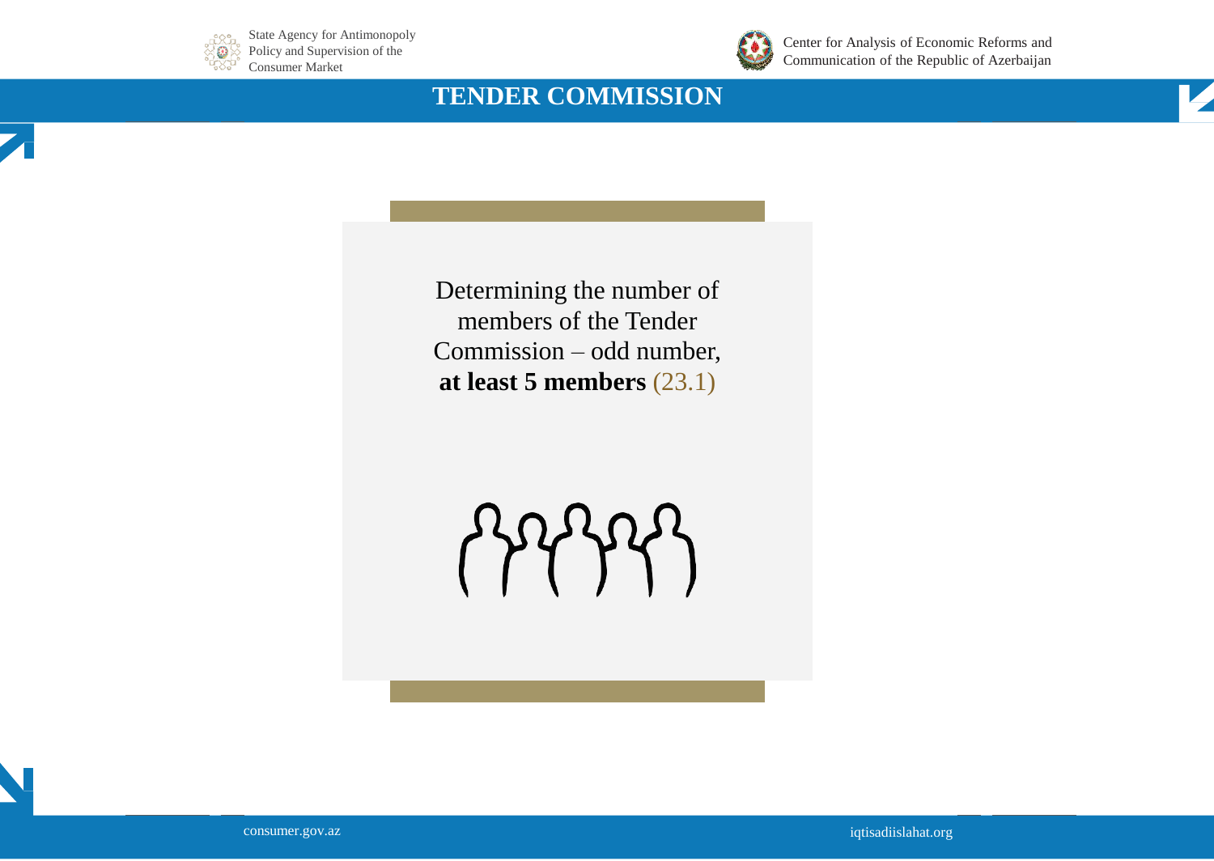# TENDER COMMISSION

Determining the number of members of the Tender Commission – odd number, **at least 5 members** (23.1)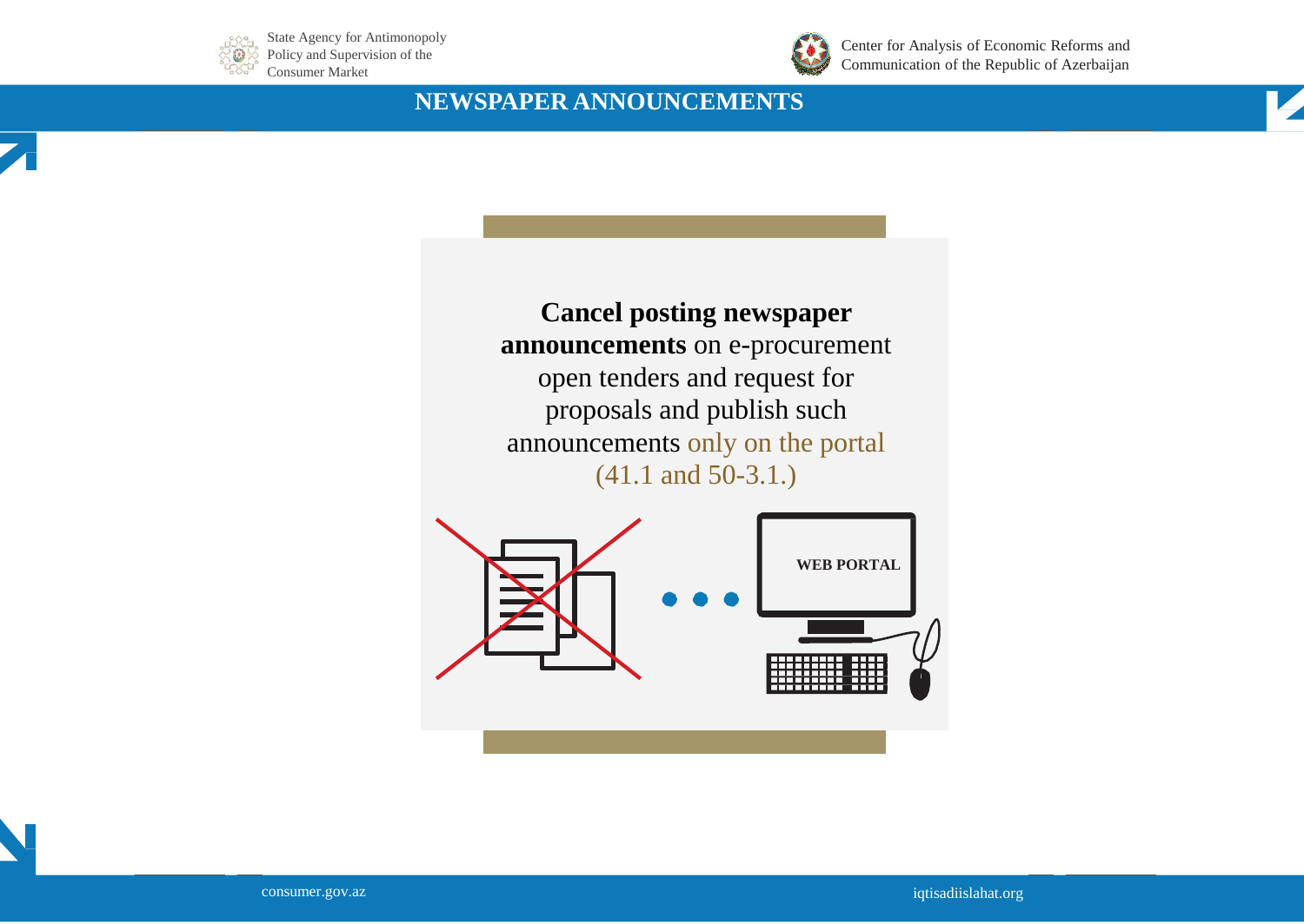# NEWSPAPER ANNOUNCEMENTS

**Cancel posting newspaper announcements** on e-procurement open tenders and request for proposals and publish such announcements only on the portal (41.1 and 50-3.1.)

WEB PORTAL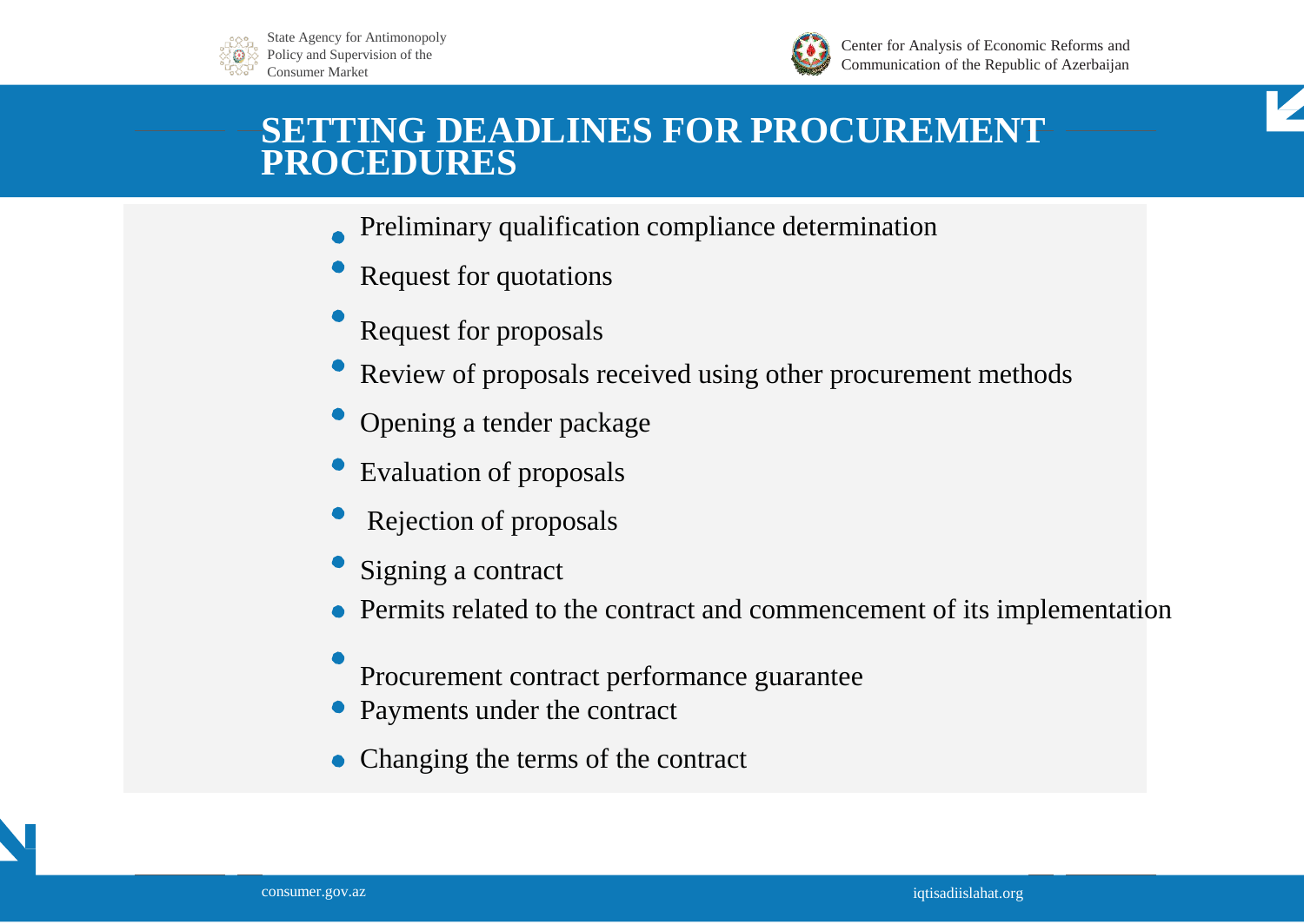# SETTING DEADLINES FOR PROCUREMENT PROCEDURES

- Preliminary qualification compliance determination
- Request for quotations
- Request for proposals
- Review of proposals received using other procurement methods
- Opening a tender package
- Evaluation of proposals
- Rejection of proposals
- Signing a contract
- Permits related to the contract and commencement of its implementation
- Procurement contract performance guarantee
- Payments under the contract
- Changing the terms of the contract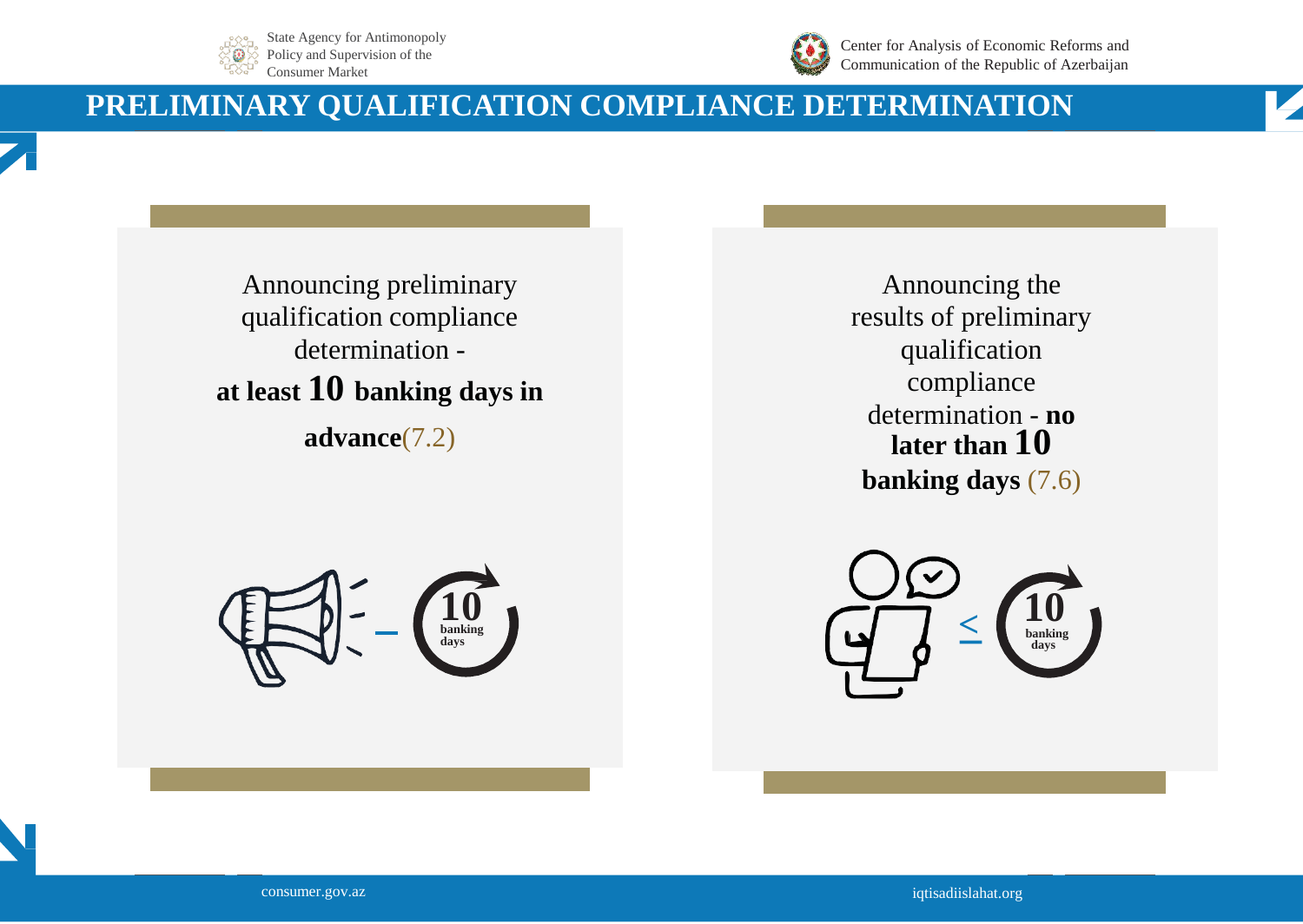# PRELIMINARY QUALIFICATION COMPLIANCE DETERMINATION

Announcing preliminary qualification compliance determination - **at least 10 banking days in advance**(7.2)

– 10 banking days

Announcing the results of preliminary qualification compliance determination - **no later than 10 banking days** (7.6)

≤ 10 banking days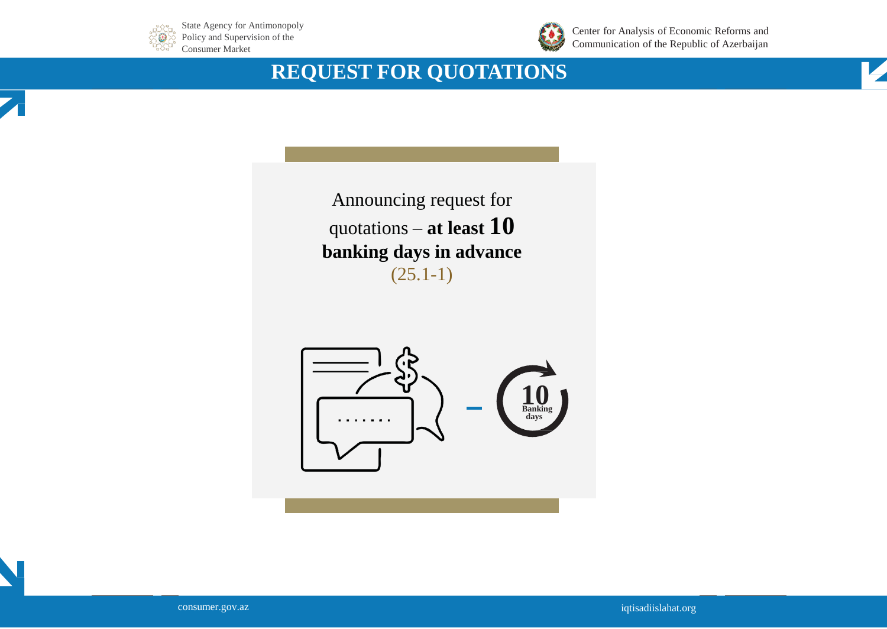# REQUEST FOR QUOTATIONS

Announcing request for quotations – **at least 10 banking days in advance** (25.1-1)

10 Banking days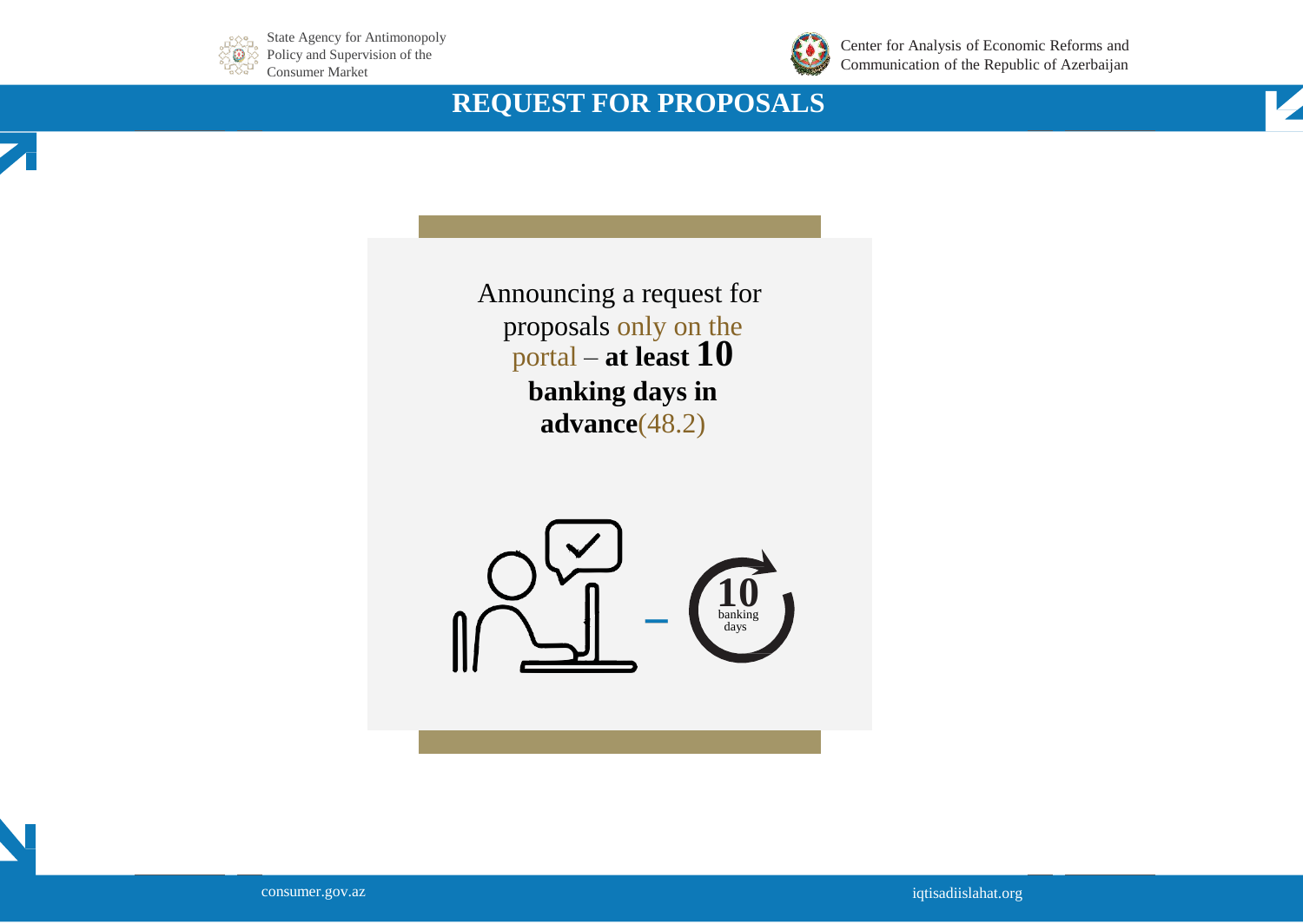# REQUEST FOR PROPOSALS

Announcing a request for proposals only on the portal – **at least 10 banking days in advance**(48.2)

10 banking days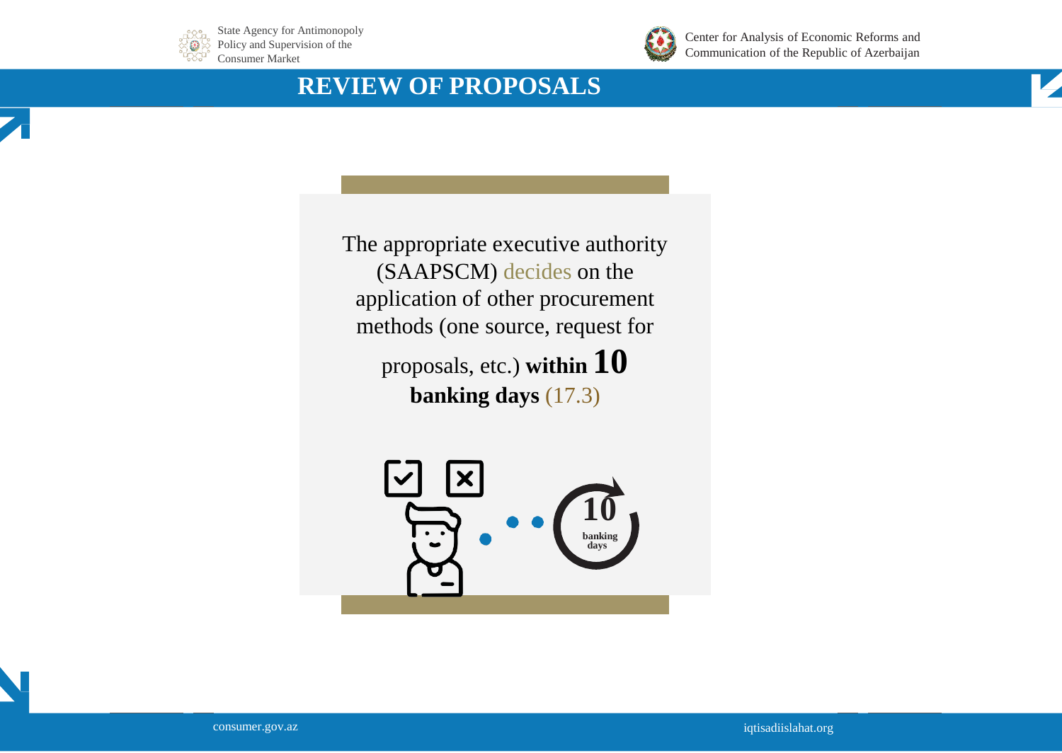## REVIEW OF PROPOSALS

The appropriate executive authority (SAAPSCM) decides on the application of other procurement methods (one source, request for proposals, etc.) **within 10 banking days** (17.3)

**10** **banking days**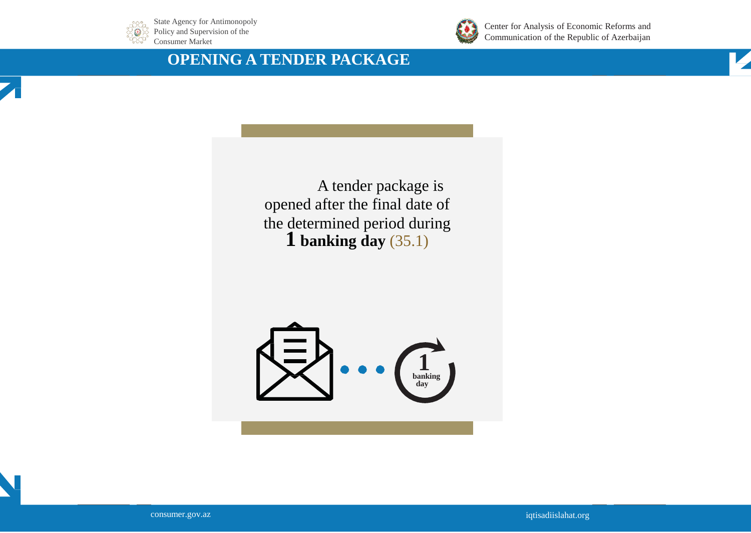# OPENING A TENDER PACKAGE

A tender package is opened after the final date of the determined period during **1 banking day** (35.1)

1 banking day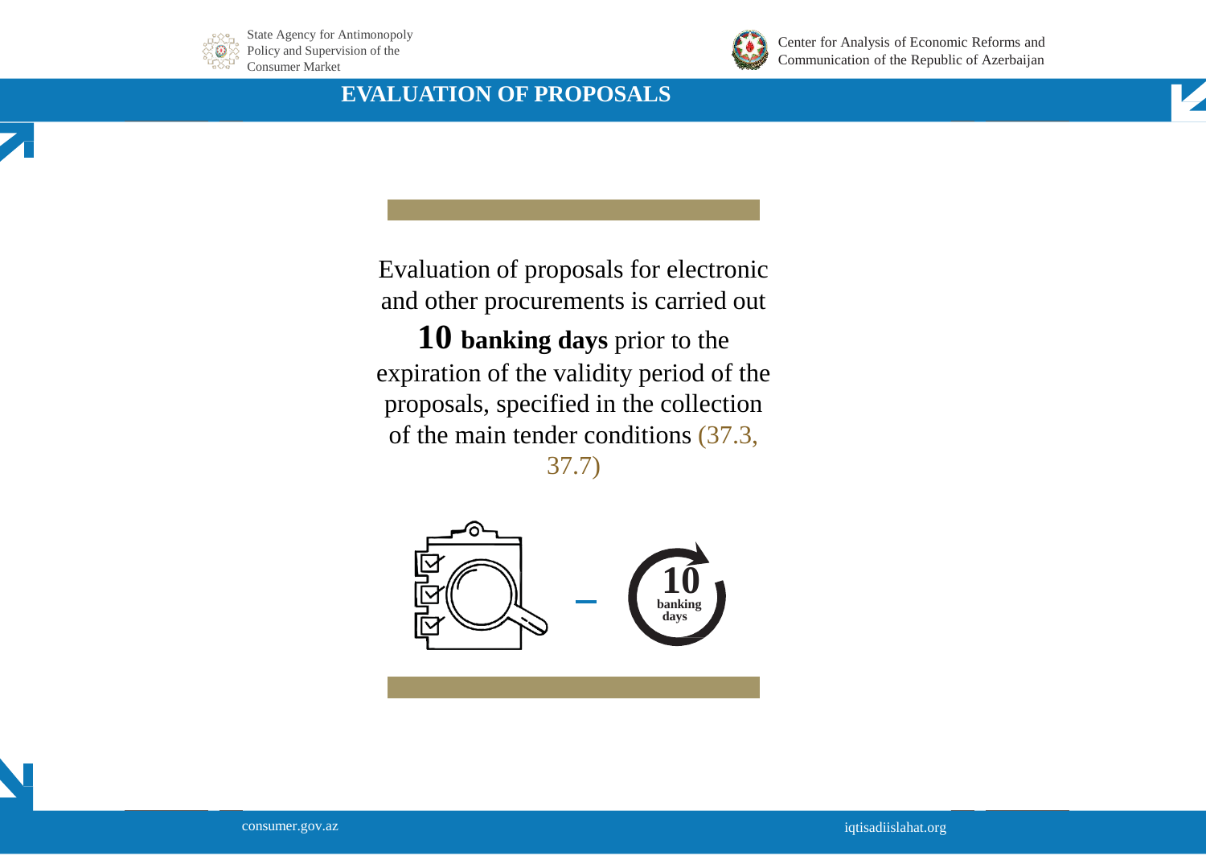# EVALUATION OF PROPOSALS

Evaluation of proposals for electronic and other procurements is carried out **10 banking days** prior to the expiration of the validity period of the proposals, specified in the collection of the main tender conditions (37.3, 37.7)

**10 banking days**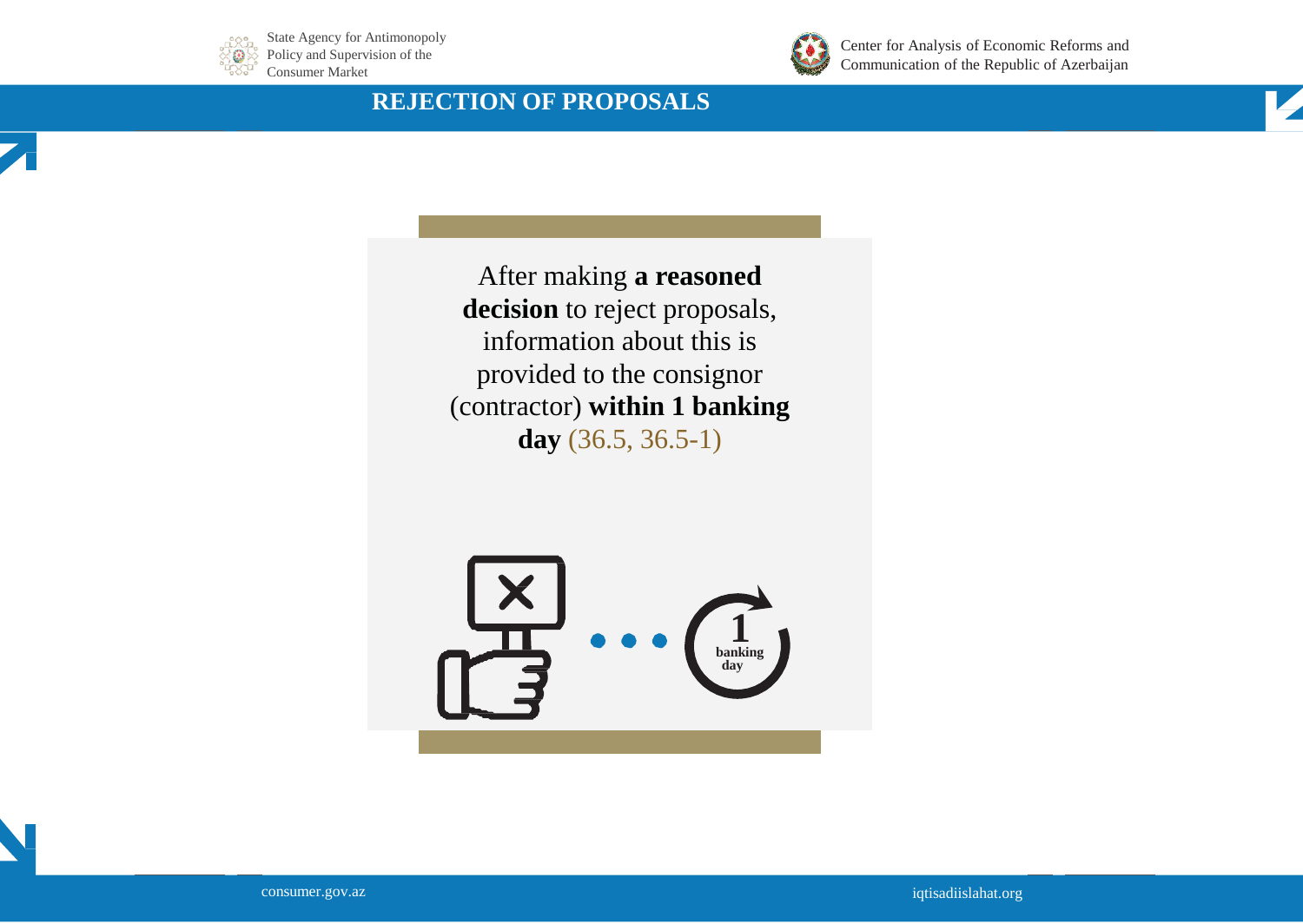## REJECTION OF PROPOSALS

After making **a reasoned decision** to reject proposals, information about this is provided to the consignor (contractor) **within 1 banking day** (36.5, 36.5-1)

**1 banking day**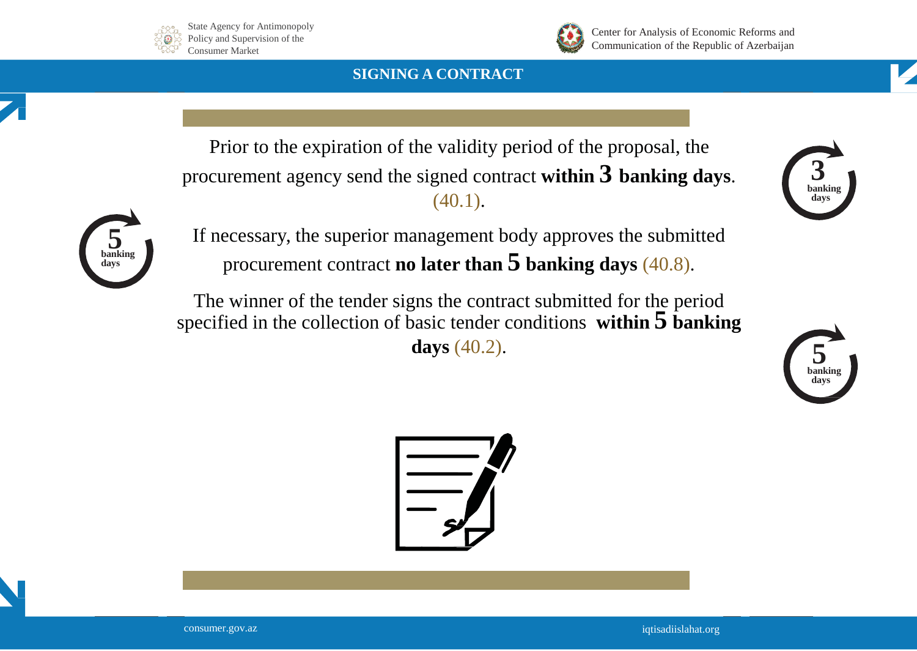## SIGNING A CONTRACT

Prior to the expiration of the validity period of the proposal, the procurement agency send the signed contract **within 3 banking days**. (40.1).

If necessary, the superior management body approves the submitted procurement contract **no later than 5 banking days** (40.8).

The winner of the tender signs the contract submitted for the period specified in the collection of basic tender conditions **within 5 banking days** (40.2).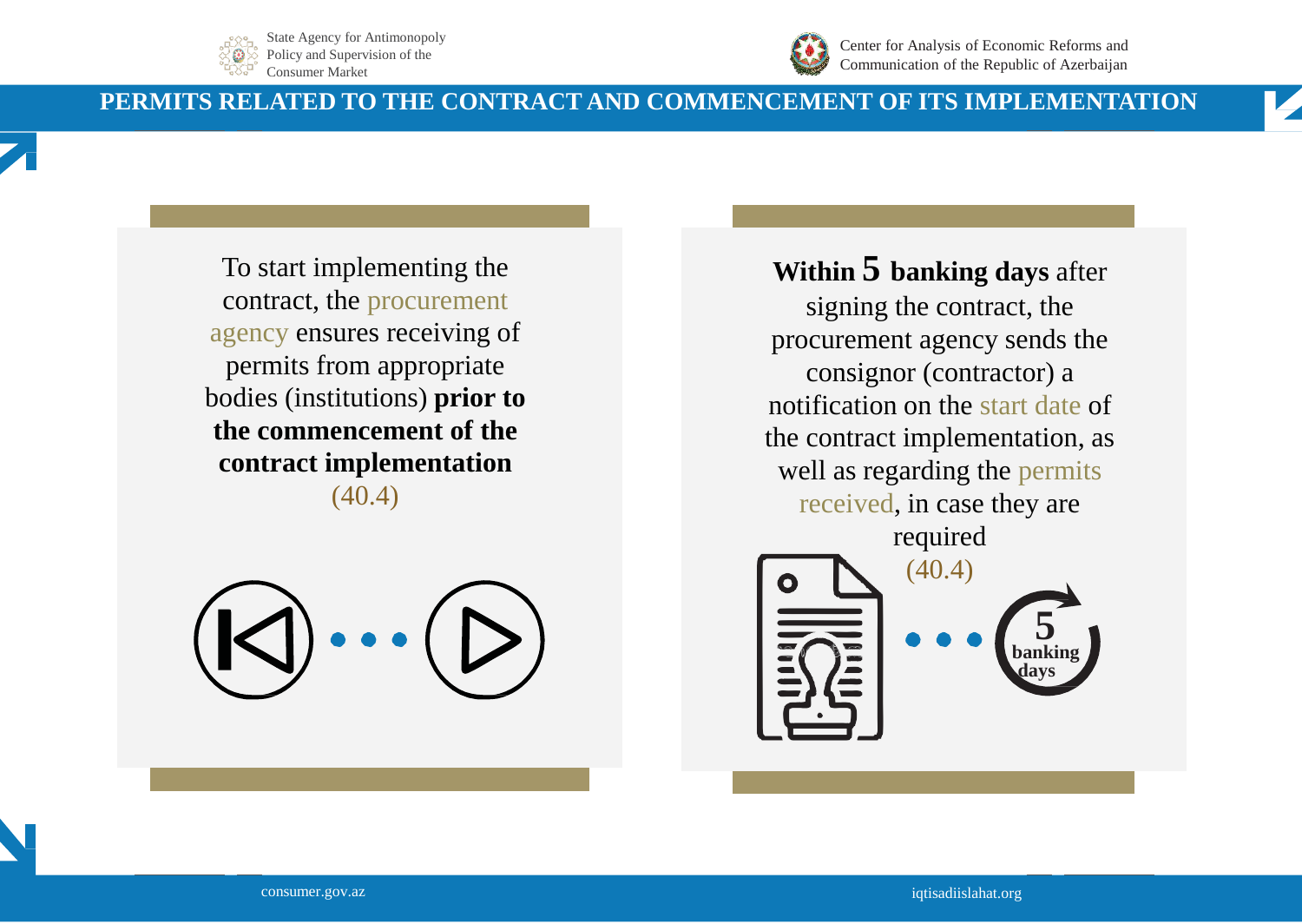# PERMITS RELATED TO THE CONTRACT AND COMMENCEMENT OF ITS IMPLEMENTATION

To start implementing the contract, the procurement agency ensures receiving of permits from appropriate bodies (institutions) **prior to the commencement of the contract implementation** (40.4)

**Within 5 banking days** after signing the contract, the procurement agency sends the consignor (contractor) a notification on the start date of the contract implementation, as well as regarding the permits received, in case they are required (40.4)

5 banking days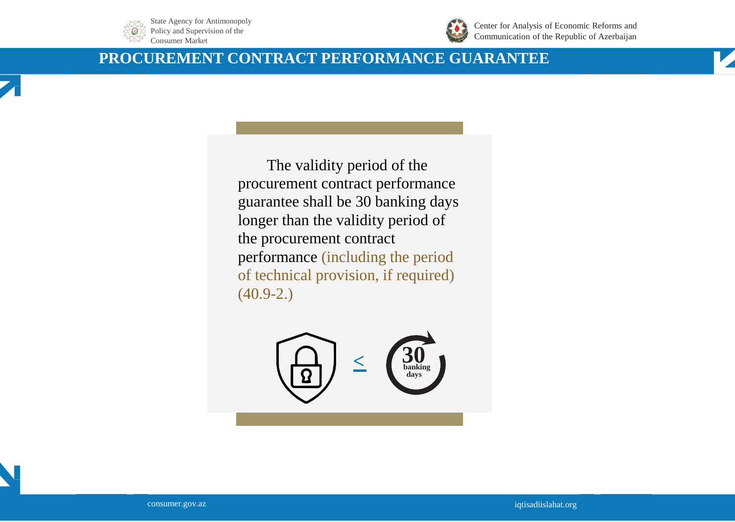# PROCUREMENT CONTRACT PERFORMANCE GUARANTEE

The validity period of the procurement contract performance guarantee shall be 30 banking days longer than the validity period of the procurement contract performance (including the period of technical provision, if required) (40.9-2.)

≤ 30 banking days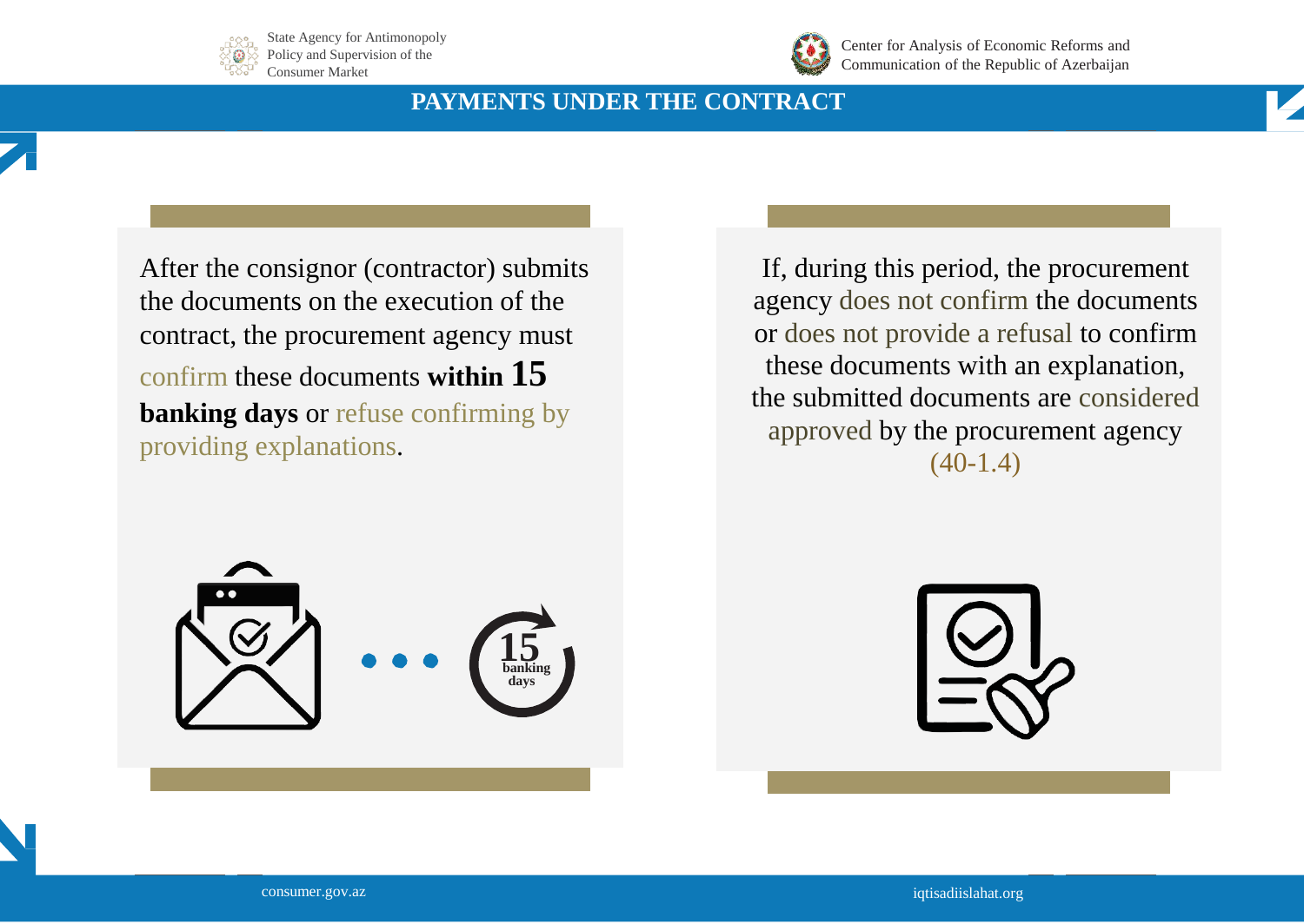# PAYMENTS UNDER THE CONTRACT

After the consignor (contractor) submits the documents on the execution of the contract, the procurement agency must confirm these documents **within 15 banking days** or refuse confirming by providing explanations.

If, during this period, the procurement agency does not confirm the documents or does not provide a refusal to confirm these documents with an explanation, the submitted documents are considered approved by the procurement agency (40-1.4)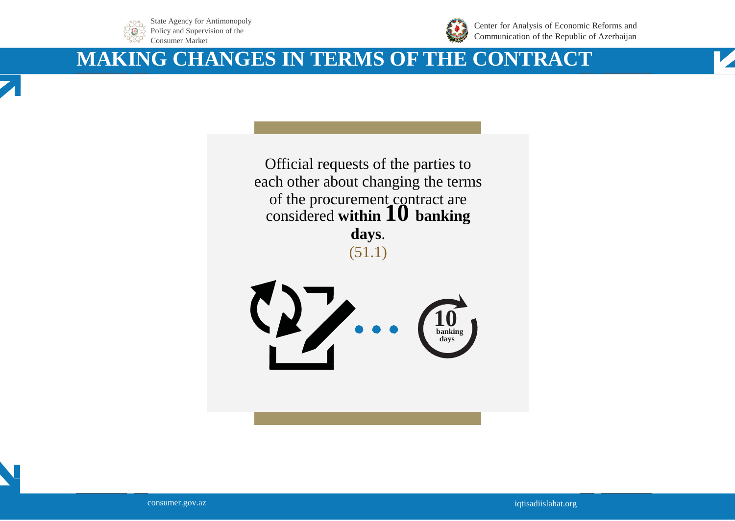# MAKING CHANGES IN TERMS OF THE CONTRACT

Official requests of the parties to each other about changing the terms of the procurement contract are considered **within 10 banking days**. (51.1)

**10 banking days**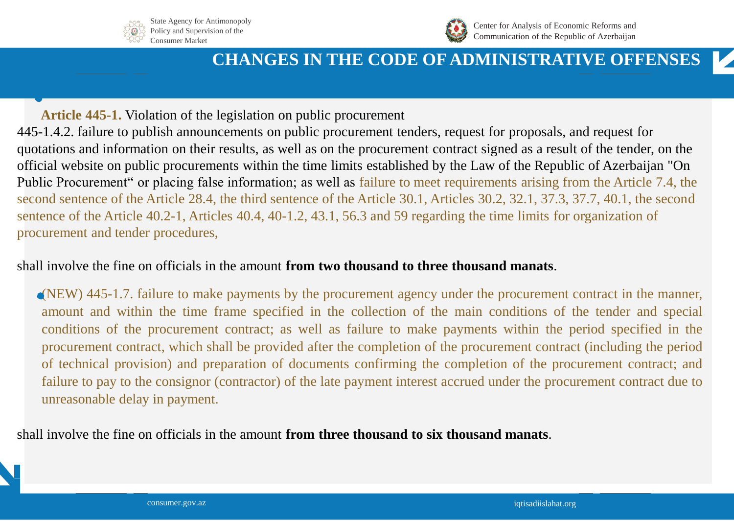# CHANGES IN THE CODE OF ADMINISTRATIVE OFFENSES

**Article 445-1.** Violation of the legislation on public procurement

445-1.4.2. failure to publish announcements on public procurement tenders, request for proposals, and request for quotations and information on their results, as well as on the procurement contract signed as a result of the tender, on the official website on public procurements within the time limits established by the Law of the Republic of Azerbaijan "On Public Procurement" or placing false information; as well as failure to meet requirements arising from the Article 7.4, the second sentence of the Article 28.4, the third sentence of the Article 30.1, Articles 30.2, 32.1, 37.3, 37.7, 40.1, the second sentence of the Article 40.2-1, Articles 40.4, 40-1.2, 43.1, 56.3 and 59 regarding the time limits for organization of procurement and tender procedures,

shall involve the fine on officials in the amount **from two thousand to three thousand manats**.

- (NEW) 445-1.7. failure to make payments by the procurement agency under the procurement contract in the manner, amount and within the time frame specified in the collection of the main conditions of the tender and special conditions of the procurement contract; as well as failure to make payments within the period specified in the procurement contract, which shall be provided after the completion of the procurement contract (including the period of technical provision) and preparation of documents confirming the completion of the procurement contract; and failure to pay to the consignor (contractor) of the late payment interest accrued under the procurement contract due to unreasonable delay in payment.

shall involve the fine on officials in the amount **from three thousand to six thousand manats**.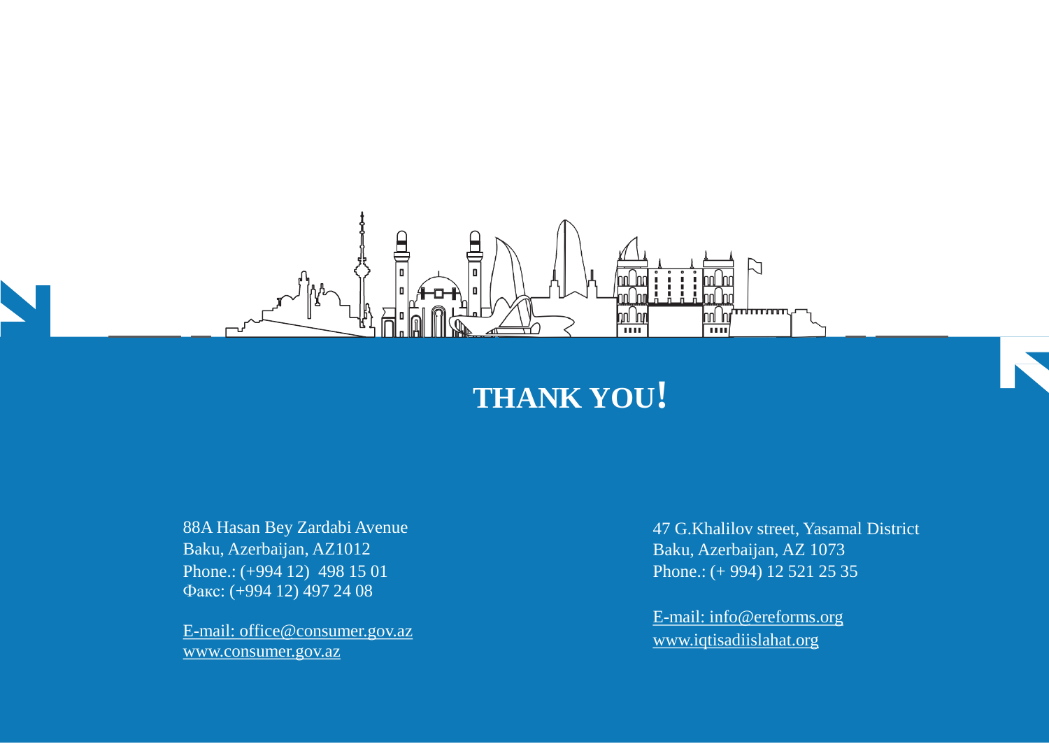# THANK YOU!

88A Hasan Bey Zardabi Avenue
Baku, Azerbaijan, AZ1012
Phone.: (+994 12) 498 15 01
Факс: (+994 12) 497 24 08

E-mail: office@consumer.gov.az
www.consumer.gov.az

47 G.Khalilov street, Yasamal District
Baku, Azerbaijan, AZ 1073
Phone.: (+ 994) 12 521 25 35

E-mail: info@ereforms.org
www.iqtisadiislahat.org